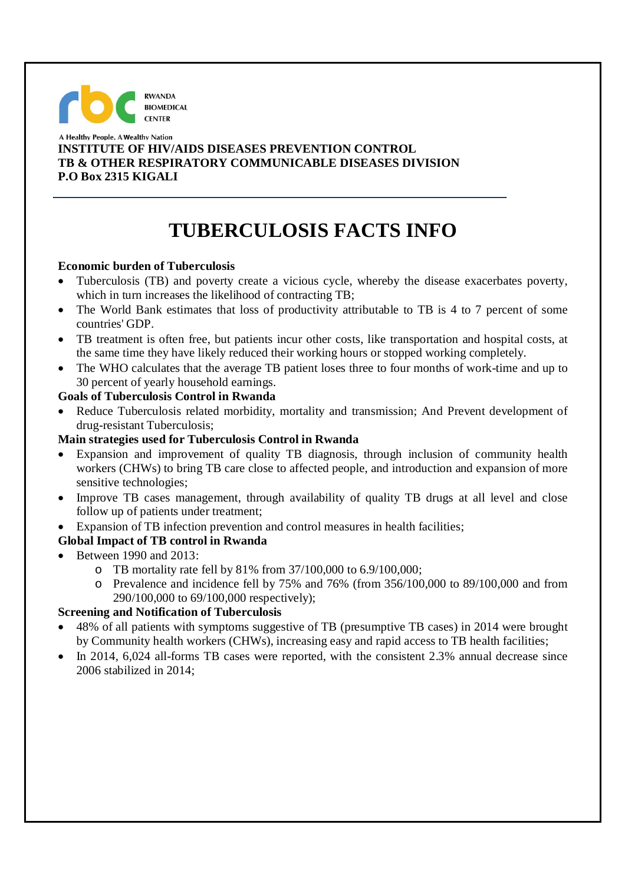RWANDA BIOMEDICAL CENTER

A Healthy People. A Wealthy Nation

**INSTITUTE OF HIV/AIDS DISEASES PREVENTION CONTROL**
**TB & OTHER RESPIRATORY COMMUNICABLE DISEASES DIVISION**
**P.O Box 2315 KIGALI**

---

# TUBERCULOSIS FACTS INFO

**Economic burden of Tuberculosis**

- Tuberculosis (TB) and poverty create a vicious cycle, whereby the disease exacerbates poverty, which in turn increases the likelihood of contracting TB;
- The World Bank estimates that loss of productivity attributable to TB is 4 to 7 percent of some countries' GDP.
- TB treatment is often free, but patients incur other costs, like transportation and hospital costs, at the same time they have likely reduced their working hours or stopped working completely.
- The WHO calculates that the average TB patient loses three to four months of work-time and up to 30 percent of yearly household earnings.

**Goals of Tuberculosis Control in Rwanda**

- Reduce Tuberculosis related morbidity, mortality and transmission; And Prevent development of drug-resistant Tuberculosis;

**Main strategies used for Tuberculosis Control in Rwanda**

- Expansion and improvement of quality TB diagnosis, through inclusion of community health workers (CHWs) to bring TB care close to affected people, and introduction and expansion of more sensitive technologies;
- Improve TB cases management, through availability of quality TB drugs at all level and close follow up of patients under treatment;
- Expansion of TB infection prevention and control measures in health facilities;

**Global Impact of TB control in Rwanda**

- Between 1990 and 2013:
    - TB mortality rate fell by 81% from 37/100,000 to 6.9/100,000;
    - Prevalence and incidence fell by 75% and 76% (from 356/100,000 to 89/100,000 and from 290/100,000 to 69/100,000 respectively);

**Screening and Notification of Tuberculosis**

- 48% of all patients with symptoms suggestive of TB (presumptive TB cases) in 2014 were brought by Community health workers (CHWs), increasing easy and rapid access to TB health facilities;
- In 2014, 6,024 all-forms TB cases were reported, with the consistent 2.3% annual decrease since 2006 stabilized in 2014;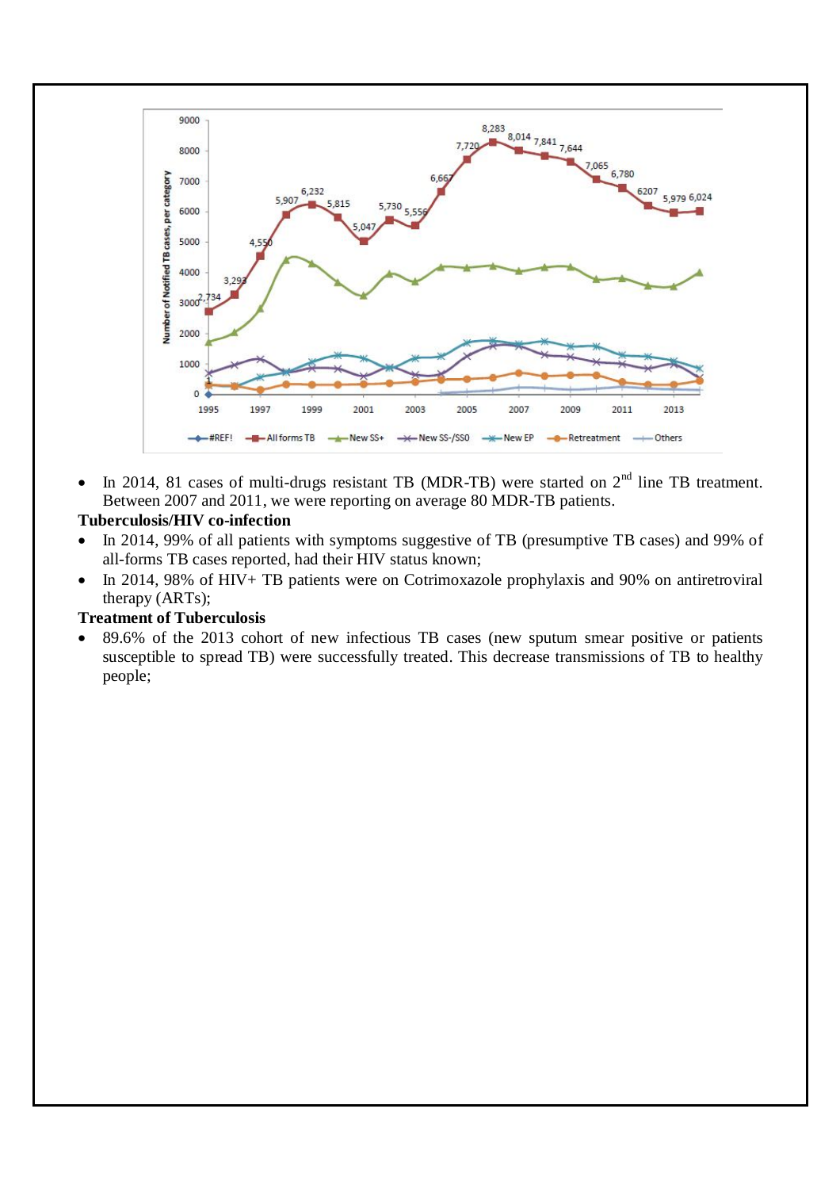- In 2014, 81 cases of multi-drugs resistant TB (MDR-TB) were started on 2[nd] line TB treatment. Between 2007 and 2011, we were reporting on average 80 MDR-TB patients.

**Tuberculosis/HIV co-infection**

- In 2014, 99% of all patients with symptoms suggestive of TB (presumptive TB cases) and 99% of all-forms TB cases reported, had their HIV status known;
- In 2014, 98% of HIV+ TB patients were on Cotrimoxazole prophylaxis and 90% on antiretroviral therapy (ARTs);

**Treatment of Tuberculosis**

- 89.6% of the 2013 cohort of new infectious TB cases (new sputum smear positive or patients susceptible to spread TB) were successfully treated. This decrease transmissions of TB to healthy people;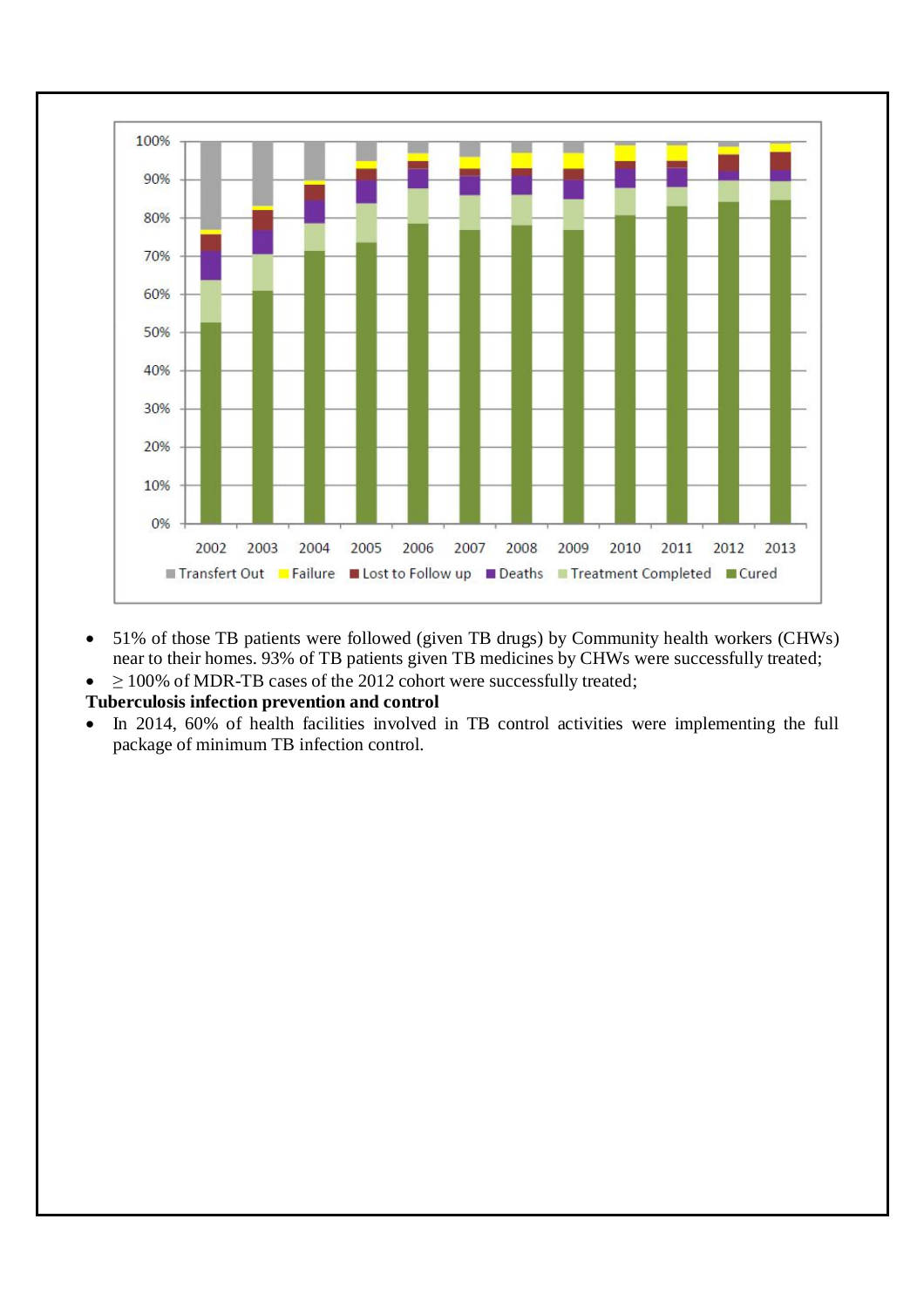100%
90%
80%
70%
60%
50%
40%
30%
20%
10%
0%

2002 2003 2004 2005 2006 2007 2008 2009 2010 2011 2012 2013

Transfert Out  Failure  Lost to Follow up  Deaths  Treatment Completed  Cured

- 51% of those TB patients were followed (given TB drugs) by Community health workers (CHWs) near to their homes. 93% of TB patients given TB medicines by CHWs were successfully treated;
- ≥ 100% of MDR-TB cases of the 2012 cohort were successfully treated;

**Tuberculosis infection prevention and control**

- In 2014, 60% of health facilities involved in TB control activities were implementing the full package of minimum TB infection control.